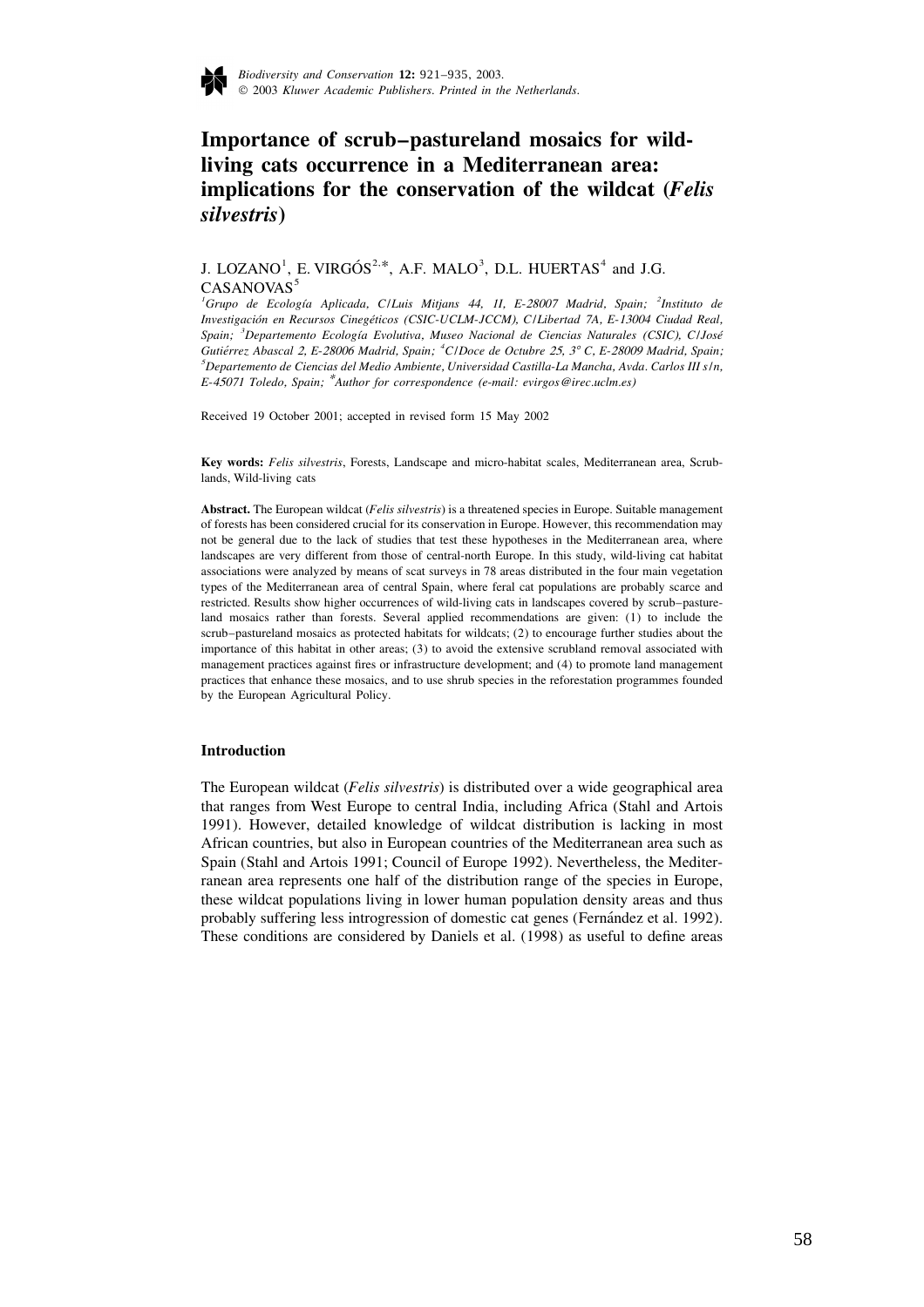# Importance of scrub–pastureland mosaics for wild-living cats occurrence in a Mediterranean area: implications for the conservation of the wildcat (*Felis silvestris*)

J. LOZANO[1], E. VIRGÓS[2,*], A.F. MALO[3], D.L. HUERTAS[4] and J.G. CASANOVAS[5]

[1]*Grupo de Ecología Aplicada, C/Luis Mitjans 44, 1I, E-28007 Madrid, Spain;* [2]*Instituto de Investigación en Recursos Cinegéticos (CSIC-UCLM-JCCM), C/Libertad 7A, E-13004 Ciudad Real, Spain;* [3]*Departemento Ecología Evolutiva, Museo Nacional de Ciencias Naturales (CSIC), C/José Gutiérrez Abascal 2, E-28006 Madrid, Spain;* [4]*C/Doce de Octubre 25, 3° C, E-28009 Madrid, Spain;* [5]*Departemento de Ciencias del Medio Ambiente, Universidad Castilla-La Mancha, Avda. Carlos III s/n, E-45071 Toledo, Spain;* [*]*Author for correspondence (e-mail: evirgos@irec.uclm.es)*

Received 19 October 2001; accepted in revised form 15 May 2002

**Key words:** *Felis silvestris*, Forests, Landscape and micro-habitat scales, Mediterranean area, Scrublands, Wild-living cats

**Abstract.** The European wildcat (*Felis silvestris*) is a threatened species in Europe. Suitable management of forests has been considered crucial for its conservation in Europe. However, this recommendation may not be general due to the lack of studies that test these hypotheses in the Mediterranean area, where landscapes are very different from those of central-north Europe. In this study, wild-living cat habitat associations were analyzed by means of scat surveys in 78 areas distributed in the four main vegetation types of the Mediterranean area of central Spain, where feral cat populations are probably scarce and restricted. Results show higher occurrences of wild-living cats in landscapes covered by scrub–pastureland mosaics rather than forests. Several applied recommendations are given: (1) to include the scrub–pastureland mosaics as protected habitats for wildcats; (2) to encourage further studies about the importance of this habitat in other areas; (3) to avoid the extensive scrubland removal associated with management practices against fires or infrastructure development; and (4) to promote land management practices that enhance these mosaics, and to use shrub species in the reforestation programmes founded by the European Agricultural Policy.

## Introduction

The European wildcat (*Felis silvestris*) is distributed over a wide geographical area that ranges from West Europe to central India, including Africa (Stahl and Artois 1991). However, detailed knowledge of wildcat distribution is lacking in most African countries, but also in European countries of the Mediterranean area such as Spain (Stahl and Artois 1991; Council of Europe 1992). Nevertheless, the Mediterranean area represents one half of the distribution range of the species in Europe, these wildcat populations living in lower human population density areas and thus probably suffering less introgression of domestic cat genes (Fernández et al. 1992). These conditions are considered by Daniels et al. (1998) as useful to define areas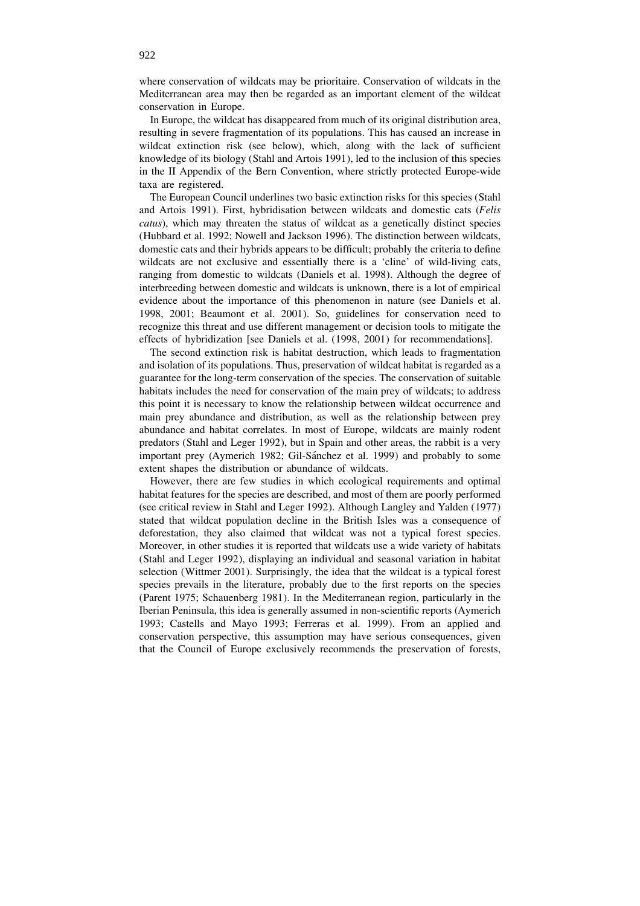where conservation of wildcats may be prioritaire. Conservation of wildcats in the Mediterranean area may then be regarded as an important element of the wildcat conservation in Europe.

In Europe, the wildcat has disappeared from much of its original distribution area, resulting in severe fragmentation of its populations. This has caused an increase in wildcat extinction risk (see below), which, along with the lack of sufficient knowledge of its biology (Stahl and Artois 1991), led to the inclusion of this species in the II Appendix of the Bern Convention, where strictly protected Europe-wide taxa are registered.

The European Council underlines two basic extinction risks for this species (Stahl and Artois 1991). First, hybridisation between wildcats and domestic cats (*Felis catus*), which may threaten the status of wildcat as a genetically distinct species (Hubbard et al. 1992; Nowell and Jackson 1996). The distinction between wildcats, domestic cats and their hybrids appears to be difficult; probably the criteria to define wildcats are not exclusive and essentially there is a 'cline' of wild-living cats, ranging from domestic to wildcats (Daniels et al. 1998). Although the degree of interbreeding between domestic and wildcats is unknown, there is a lot of empirical evidence about the importance of this phenomenon in nature (see Daniels et al. 1998, 2001; Beaumont et al. 2001). So, guidelines for conservation need to recognize this threat and use different management or decision tools to mitigate the effects of hybridization [see Daniels et al. (1998, 2001) for recommendations].

The second extinction risk is habitat destruction, which leads to fragmentation and isolation of its populations. Thus, preservation of wildcat habitat is regarded as a guarantee for the long-term conservation of the species. The conservation of suitable habitats includes the need for conservation of the main prey of wildcats; to address this point it is necessary to know the relationship between wildcat occurrence and main prey abundance and distribution, as well as the relationship between prey abundance and habitat correlates. In most of Europe, wildcats are mainly rodent predators (Stahl and Leger 1992), but in Spain and other areas, the rabbit is a very important prey (Aymerich 1982; Gil-Sánchez et al. 1999) and probably to some extent shapes the distribution or abundance of wildcats.

However, there are few studies in which ecological requirements and optimal habitat features for the species are described, and most of them are poorly performed (see critical review in Stahl and Leger 1992). Although Langley and Yalden (1977) stated that wildcat population decline in the British Isles was a consequence of deforestation, they also claimed that wildcat was not a typical forest species. Moreover, in other studies it is reported that wildcats use a wide variety of habitats (Stahl and Leger 1992), displaying an individual and seasonal variation in habitat selection (Wittmer 2001). Surprisingly, the idea that the wildcat is a typical forest species prevails in the literature, probably due to the first reports on the species (Parent 1975; Schauenberg 1981). In the Mediterranean region, particularly in the Iberian Peninsula, this idea is generally assumed in non-scientific reports (Aymerich 1993; Castells and Mayo 1993; Ferreras et al. 1999). From an applied and conservation perspective, this assumption may have serious consequences, given that the Council of Europe exclusively recommends the preservation of forests,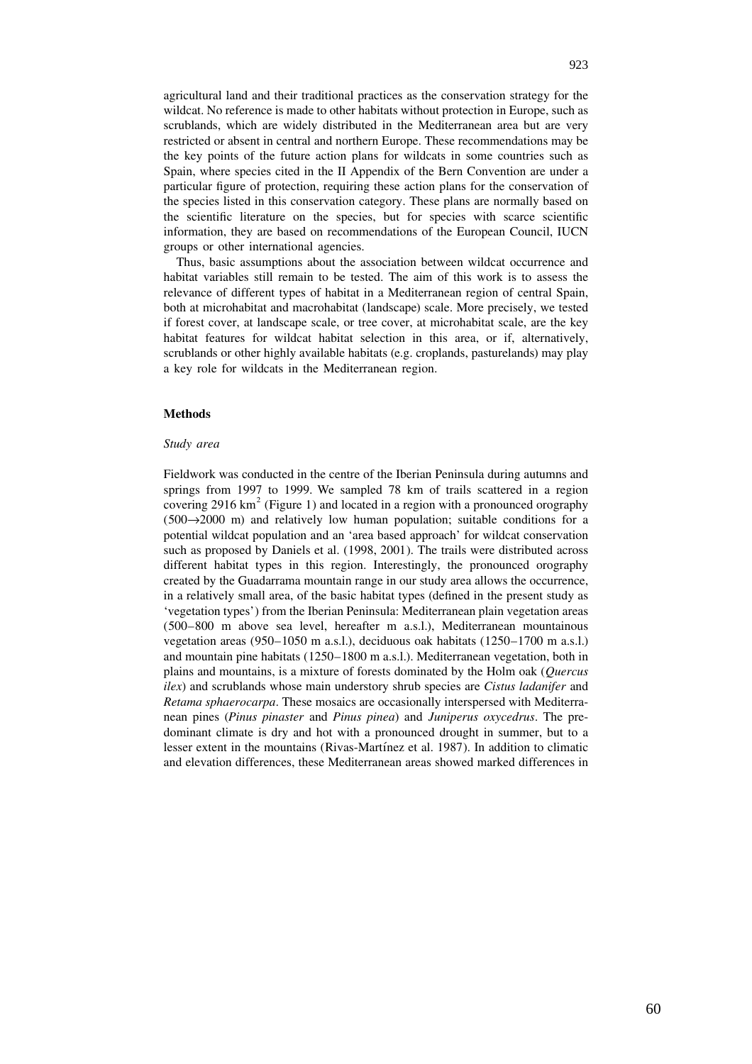agricultural land and their traditional practices as the conservation strategy for the wildcat. No reference is made to other habitats without protection in Europe, such as scrublands, which are widely distributed in the Mediterranean area but are very restricted or absent in central and northern Europe. These recommendations may be the key points of the future action plans for wildcats in some countries such as Spain, where species cited in the II Appendix of the Bern Convention are under a particular figure of protection, requiring these action plans for the conservation of the species listed in this conservation category. These plans are normally based on the scientific literature on the species, but for species with scarce scientific information, they are based on recommendations of the European Council, IUCN groups or other international agencies.

Thus, basic assumptions about the association between wildcat occurrence and habitat variables still remain to be tested. The aim of this work is to assess the relevance of different types of habitat in a Mediterranean region of central Spain, both at microhabitat and macrohabitat (landscape) scale. More precisely, we tested if forest cover, at landscape scale, or tree cover, at microhabitat scale, are the key habitat features for wildcat habitat selection in this area, or if, alternatively, scrublands or other highly available habitats (e.g. croplands, pasturelands) may play a key role for wildcats in the Mediterranean region.

## Methods

### *Study area*

Fieldwork was conducted in the centre of the Iberian Peninsula during autumns and springs from 1997 to 1999. We sampled 78 km of trails scattered in a region covering 2916 km$^2$ (Figure 1) and located in a region with a pronounced orography (500→2000 m) and relatively low human population; suitable conditions for a potential wildcat population and an 'area based approach' for wildcat conservation such as proposed by Daniels et al. (1998, 2001). The trails were distributed across different habitat types in this region. Interestingly, the pronounced orography created by the Guadarrama mountain range in our study area allows the occurrence, in a relatively small area, of the basic habitat types (defined in the present study as 'vegetation types') from the Iberian Peninsula: Mediterranean plain vegetation areas (500–800 m above sea level, hereafter m a.s.l.), Mediterranean mountainous vegetation areas (950–1050 m a.s.l.), deciduous oak habitats (1250–1700 m a.s.l.) and mountain pine habitats (1250–1800 m a.s.l.). Mediterranean vegetation, both in plains and mountains, is a mixture of forests dominated by the Holm oak (*Quercus ilex*) and scrublands whose main understory shrub species are *Cistus ladanifer* and *Retama sphaerocarpa*. These mosaics are occasionally interspersed with Mediterranean pines (*Pinus pinaster* and *Pinus pinea*) and *Juniperus oxycedrus*. The predominant climate is dry and hot with a pronounced drought in summer, but to a lesser extent in the mountains (Rivas-Martínez et al. 1987). In addition to climatic and elevation differences, these Mediterranean areas showed marked differences in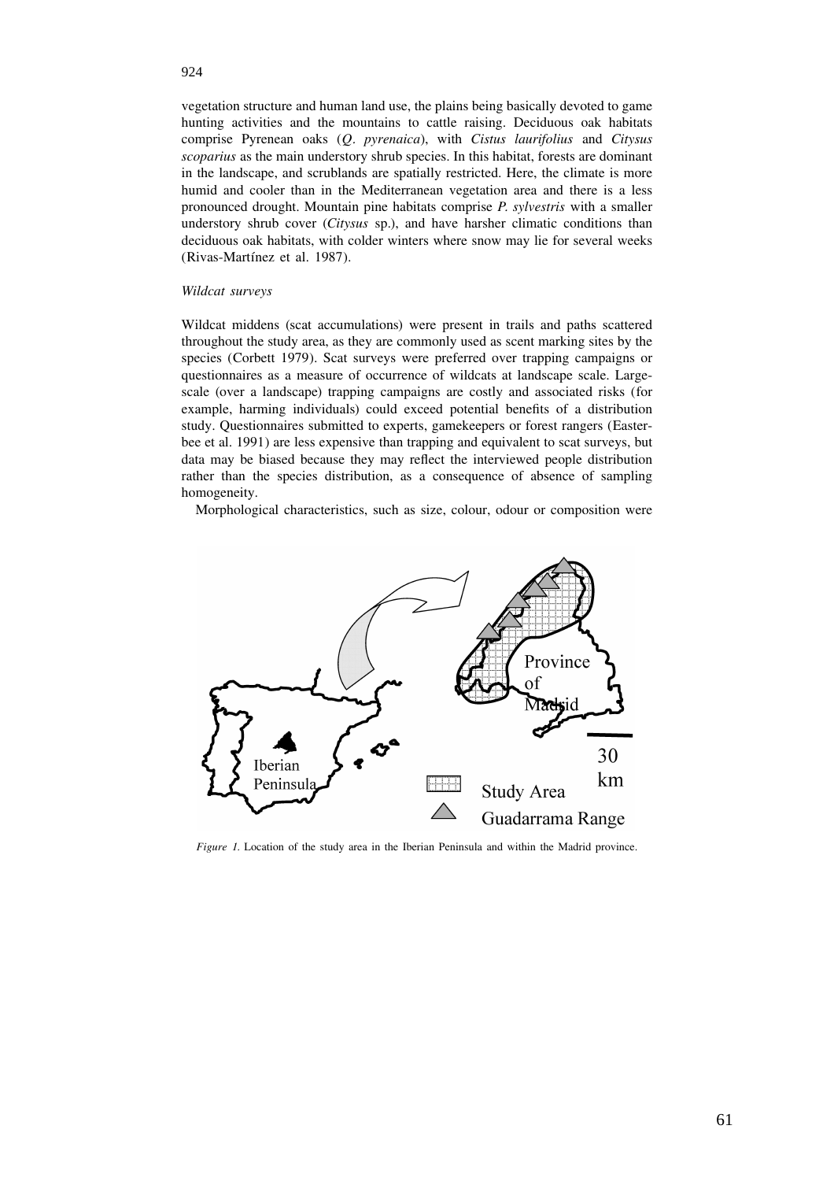vegetation structure and human land use, the plains being basically devoted to game hunting activities and the mountains to cattle raising. Deciduous oak habitats comprise Pyrenean oaks (*Q. pyrenaica*), with *Cistus laurifolius* and *Citysus scoparius* as the main understory shrub species. In this habitat, forests are dominant in the landscape, and scrublands are spatially restricted. Here, the climate is more humid and cooler than in the Mediterranean vegetation area and there is a less pronounced drought. Mountain pine habitats comprise *P. sylvestris* with a smaller understory shrub cover (*Citysus* sp.), and have harsher climatic conditions than deciduous oak habitats, with colder winters where snow may lie for several weeks (Rivas-Martínez et al. 1987).

### *Wildcat surveys*

Wildcat middens (scat accumulations) were present in trails and paths scattered throughout the study area, as they are commonly used as scent marking sites by the species (Corbett 1979). Scat surveys were preferred over trapping campaigns or questionnaires as a measure of occurrence of wildcats at landscape scale. Large-scale (over a landscape) trapping campaigns are costly and associated risks (for example, harming individuals) could exceed potential benefits of a distribution study. Questionnaires submitted to experts, gamekeepers or forest rangers (Easterbee et al. 1991) are less expensive than trapping and equivalent to scat surveys, but data may be biased because they may reflect the interviewed people distribution rather than the species distribution, as a consequence of absence of sampling homogeneity.

Morphological characteristics, such as size, colour, odour or composition were

Province of Madrid

30 km

Iberian Peninsula

Study Area

Guadarrama Range

*Figure 1.* Location of the study area in the Iberian Peninsula and within the Madrid province.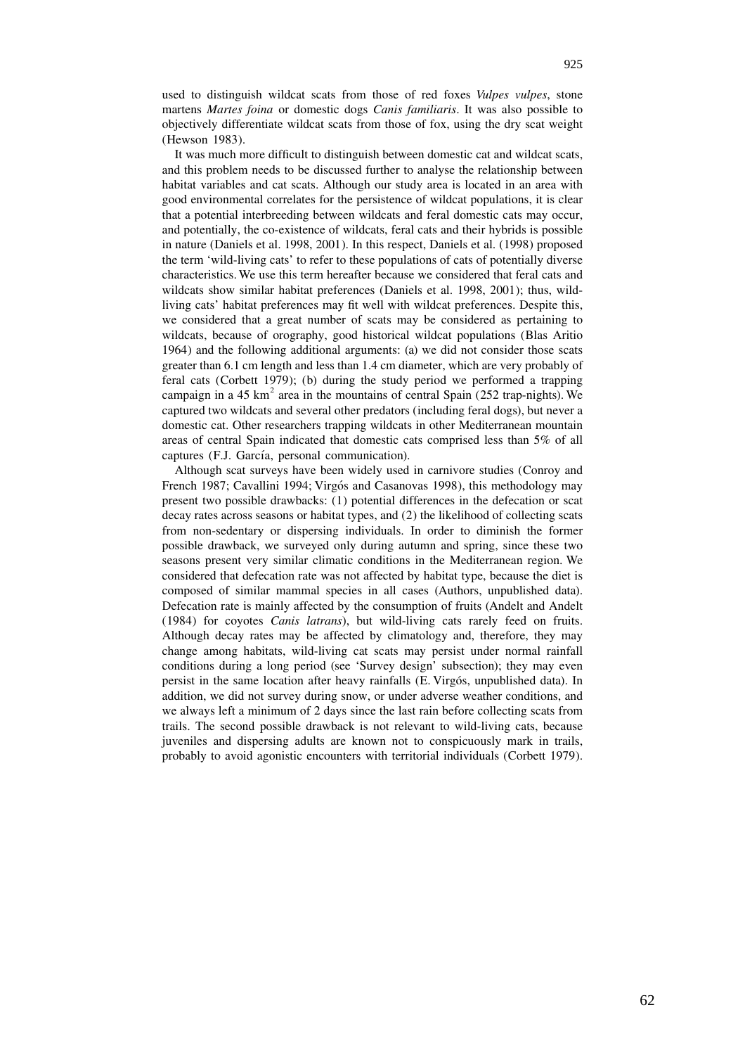used to distinguish wildcat scats from those of red foxes *Vulpes vulpes*, stone martens *Martes foina* or domestic dogs *Canis familiaris*. It was also possible to objectively differentiate wildcat scats from those of fox, using the dry scat weight (Hewson 1983).

It was much more difficult to distinguish between domestic cat and wildcat scats, and this problem needs to be discussed further to analyse the relationship between habitat variables and cat scats. Although our study area is located in an area with good environmental correlates for the persistence of wildcat populations, it is clear that a potential interbreeding between wildcats and feral domestic cats may occur, and potentially, the co-existence of wildcats, feral cats and their hybrids is possible in nature (Daniels et al. 1998, 2001). In this respect, Daniels et al. (1998) proposed the term 'wild-living cats' to refer to these populations of cats of potentially diverse characteristics. We use this term hereafter because we considered that feral cats and wildcats show similar habitat preferences (Daniels et al. 1998, 2001); thus, wild-living cats' habitat preferences may fit well with wildcat preferences. Despite this, we considered that a great number of scats may be considered as pertaining to wildcats, because of orography, good historical wildcat populations (Blas Aritio 1964) and the following additional arguments: (a) we did not consider those scats greater than 6.1 cm length and less than 1.4 cm diameter, which are very probably of feral cats (Corbett 1979); (b) during the study period we performed a trapping campaign in a 45 $km^2$ area in the mountains of central Spain (252 trap-nights). We captured two wildcats and several other predators (including feral dogs), but never a domestic cat. Other researchers trapping wildcats in other Mediterranean mountain areas of central Spain indicated that domestic cats comprised less than 5% of all captures (F.J. García, personal communication).

Although scat surveys have been widely used in carnivore studies (Conroy and French 1987; Cavallini 1994; Virgós and Casanovas 1998), this methodology may present two possible drawbacks: (1) potential differences in the defecation or scat decay rates across seasons or habitat types, and (2) the likelihood of collecting scats from non-sedentary or dispersing individuals. In order to diminish the former possible drawback, we surveyed only during autumn and spring, since these two seasons present very similar climatic conditions in the Mediterranean region. We considered that defecation rate was not affected by habitat type, because the diet is composed of similar mammal species in all cases (Authors, unpublished data). Defecation rate is mainly affected by the consumption of fruits (Andelt and Andelt (1984) for coyotes *Canis latrans*), but wild-living cats rarely feed on fruits. Although decay rates may be affected by climatology and, therefore, they may change among habitats, wild-living cat scats may persist under normal rainfall conditions during a long period (see 'Survey design' subsection); they may even persist in the same location after heavy rainfalls (E. Virgós, unpublished data). In addition, we did not survey during snow, or under adverse weather conditions, and we always left a minimum of 2 days since the last rain before collecting scats from trails. The second possible drawback is not relevant to wild-living cats, because juveniles and dispersing adults are known not to conspicuously mark in trails, probably to avoid agonistic encounters with territorial individuals (Corbett 1979).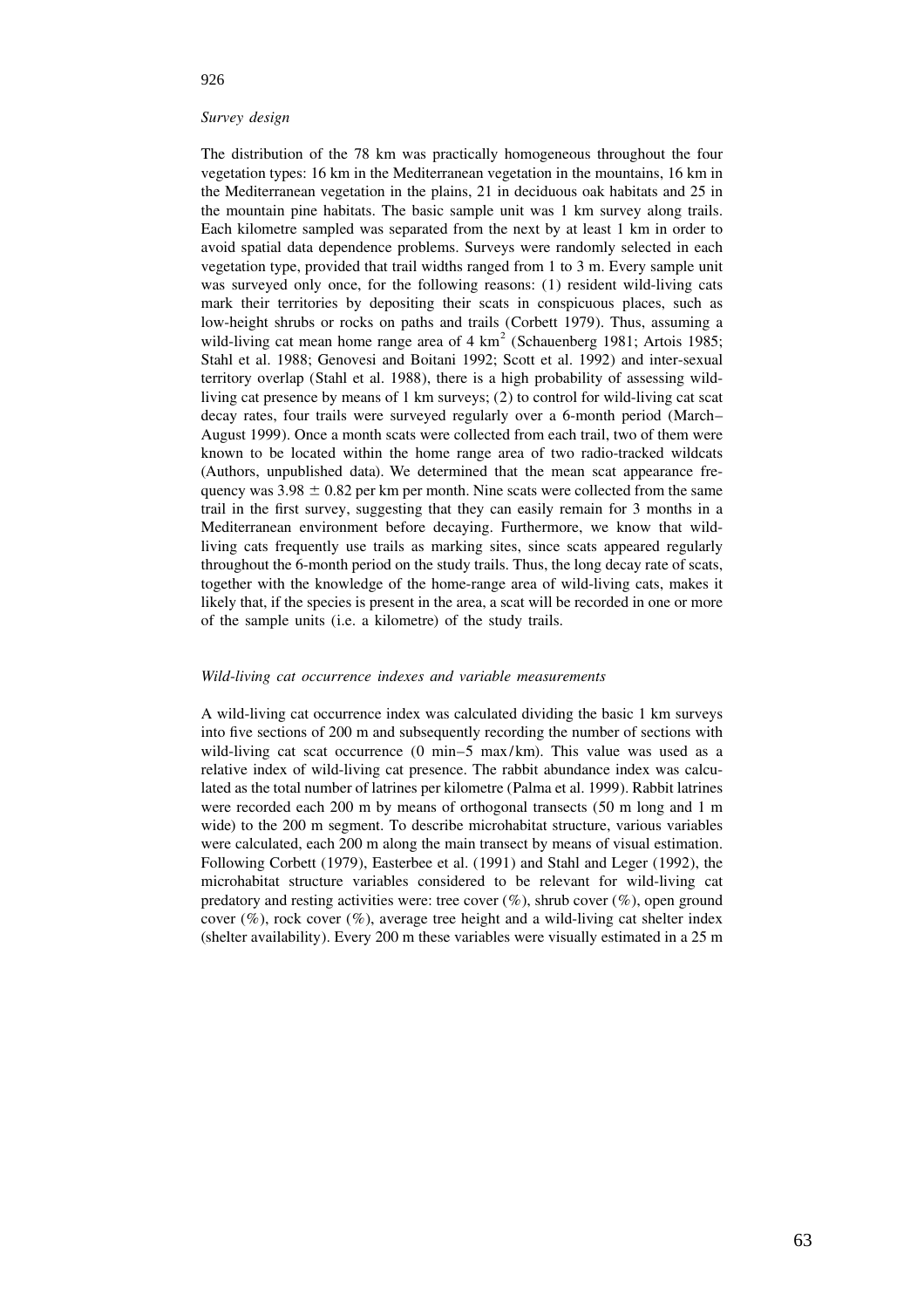### *Survey design*

The distribution of the 78 km was practically homogeneous throughout the four vegetation types: 16 km in the Mediterranean vegetation in the mountains, 16 km in the Mediterranean vegetation in the plains, 21 in deciduous oak habitats and 25 in the mountain pine habitats. The basic sample unit was 1 km survey along trails. Each kilometre sampled was separated from the next by at least 1 km in order to avoid spatial data dependence problems. Surveys were randomly selected in each vegetation type, provided that trail widths ranged from 1 to 3 m. Every sample unit was surveyed only once, for the following reasons: (1) resident wild-living cats mark their territories by depositing their scats in conspicuous places, such as low-height shrubs or rocks on paths and trails (Corbett 1979). Thus, assuming a wild-living cat mean home range area of 4 $km^2$ (Schauenberg 1981; Artois 1985; Stahl et al. 1988; Genovesi and Boitani 1992; Scott et al. 1992) and inter-sexual territory overlap (Stahl et al. 1988), there is a high probability of assessing wild-living cat presence by means of 1 km surveys; (2) to control for wild-living cat scat decay rates, four trails were surveyed regularly over a 6-month period (March–August 1999). Once a month scats were collected from each trail, two of them were known to be located within the home range area of two radio-tracked wildcats (Authors, unpublished data). We determined that the mean scat appearance frequency was $3.98 \pm 0.82$ per km per month. Nine scats were collected from the same trail in the first survey, suggesting that they can easily remain for 3 months in a Mediterranean environment before decaying. Furthermore, we know that wild-living cats frequently use trails as marking sites, since scats appeared regularly throughout the 6-month period on the study trails. Thus, the long decay rate of scats, together with the knowledge of the home-range area of wild-living cats, makes it likely that, if the species is present in the area, a scat will be recorded in one or more of the sample units (i.e. a kilometre) of the study trails.

### *Wild-living cat occurrence indexes and variable measurements*

A wild-living cat occurrence index was calculated dividing the basic 1 km surveys into five sections of 200 m and subsequently recording the number of sections with wild-living cat scat occurrence (0 min–5 max/km). This value was used as a relative index of wild-living cat presence. The rabbit abundance index was calculated as the total number of latrines per kilometre (Palma et al. 1999). Rabbit latrines were recorded each 200 m by means of orthogonal transects (50 m long and 1 m wide) to the 200 m segment. To describe microhabitat structure, various variables were calculated, each 200 m along the main transect by means of visual estimation. Following Corbett (1979), Easterbee et al. (1991) and Stahl and Leger (1992), the microhabitat structure variables considered to be relevant for wild-living cat predatory and resting activities were: tree cover (%), shrub cover (%), open ground cover (%), rock cover (%), average tree height and a wild-living cat shelter index (shelter availability). Every 200 m these variables were visually estimated in a 25 m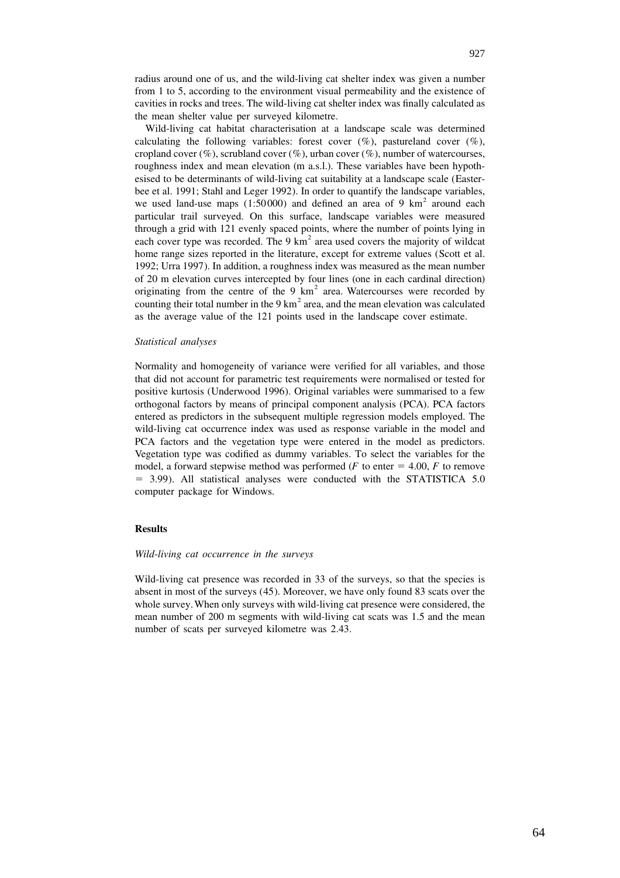radius around one of us, and the wild-living cat shelter index was given a number from 1 to 5, according to the environment visual permeability and the existence of cavities in rocks and trees. The wild-living cat shelter index was finally calculated as the mean shelter value per surveyed kilometre.

Wild-living cat habitat characterisation at a landscape scale was determined calculating the following variables: forest cover (%), pastureland cover (%), cropland cover (%), scrubland cover (%), urban cover (%), number of watercourses, roughness index and mean elevation (m a.s.l.). These variables have been hypothesised to be determinants of wild-living cat suitability at a landscape scale (Easterbee et al. 1991; Stahl and Leger 1992). In order to quantify the landscape variables, we used land-use maps (1:50 000) and defined an area of 9 $km^2$ around each particular trail surveyed. On this surface, landscape variables were measured through a grid with 121 evenly spaced points, where the number of points lying in each cover type was recorded. The 9 $km^2$ area used covers the majority of wildcat home range sizes reported in the literature, except for extreme values (Scott et al. 1992; Urra 1997). In addition, a roughness index was measured as the mean number of 20 m elevation curves intercepted by four lines (one in each cardinal direction) originating from the centre of the 9 $km^2$ area. Watercourses were recorded by counting their total number in the 9 $km^2$ area, and the mean elevation was calculated as the average value of the 121 points used in the landscape cover estimate.

### *Statistical analyses*

Normality and homogeneity of variance were verified for all variables, and those that did not account for parametric test requirements were normalised or tested for positive kurtosis (Underwood 1996). Original variables were summarised to a few orthogonal factors by means of principal component analysis (PCA). PCA factors entered as predictors in the subsequent multiple regression models employed. The wild-living cat occurrence index was used as response variable in the model and PCA factors and the vegetation type were entered in the model as predictors. Vegetation type was codified as dummy variables. To select the variables for the model, a forward stepwise method was performed ($F$ to enter $= 4.00$, $F$ to remove $= 3.99$). All statistical analyses were conducted with the STATISTICA 5.0 computer package for Windows.

## Results

### *Wild-living cat occurrence in the surveys*

Wild-living cat presence was recorded in 33 of the surveys, so that the species is absent in most of the surveys (45). Moreover, we have only found 83 scats over the whole survey. When only surveys with wild-living cat presence were considered, the mean number of 200 m segments with wild-living cat scats was 1.5 and the mean number of scats per surveyed kilometre was 2.43.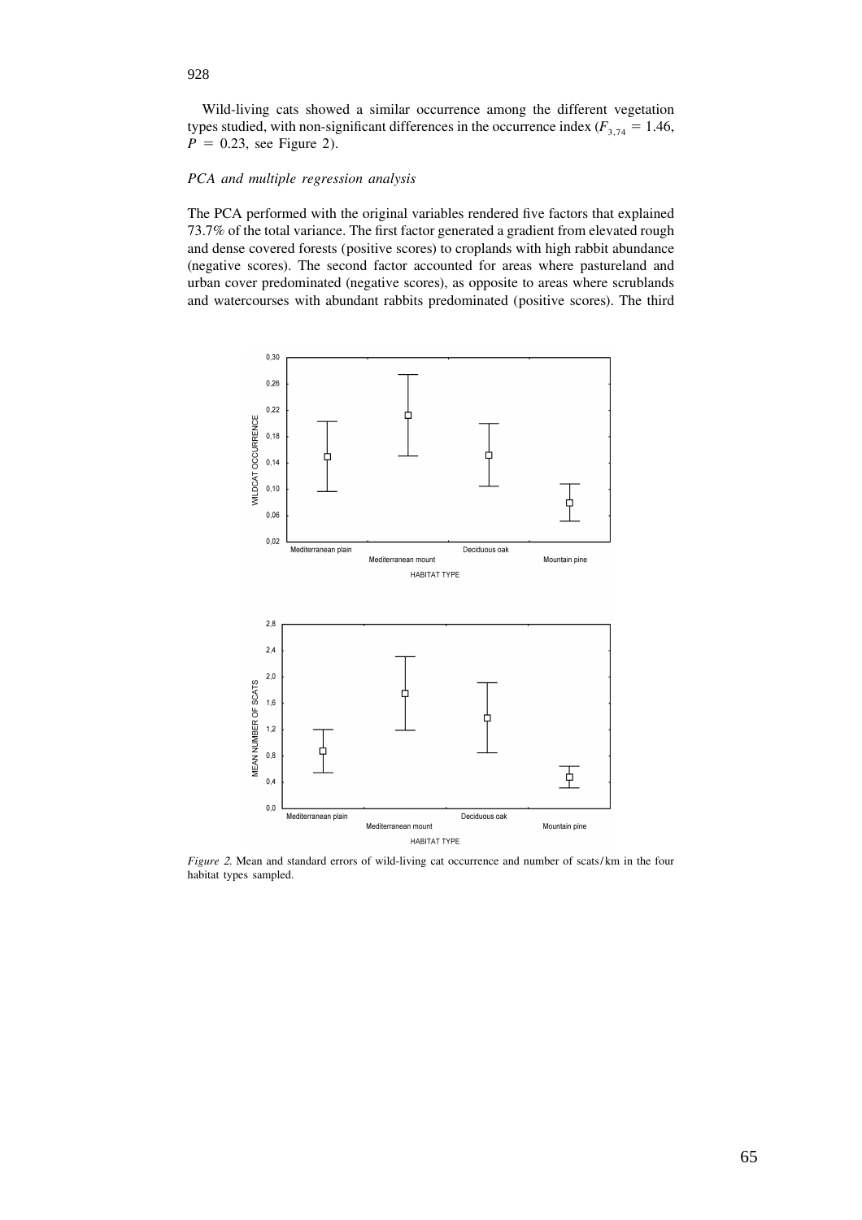Wild-living cats showed a similar occurrence among the different vegetation types studied, with non-significant differences in the occurrence index ($F_{3,74} = 1.46$, $P = 0.23$, see Figure 2).

*PCA and multiple regression analysis*

The PCA performed with the original variables rendered five factors that explained 73.7% of the total variance. The first factor generated a gradient from elevated rough and dense covered forests (positive scores) to croplands with high rabbit abundance (negative scores). The second factor accounted for areas where pastureland and urban cover predominated (negative scores), as opposite to areas where scrublands and watercourses with abundant rabbits predominated (positive scores). The third

WILDCAT OCCURRENCE
0,30
0,26
0,22
0,18
0,14
0,10
0,06
0,02
Mediterranean plain
Mediterranean mount
Deciduous oak
Mountain pine
HABITAT TYPE

MEAN NUMBER OF SCATS
2,8
2,4
2,0
1,6
1,2
0,8
0,4
0,0
Mediterranean plain
Mediterranean mount
Deciduous oak
Mountain pine
HABITAT TYPE

*Figure 2.* Mean and standard errors of wild-living cat occurrence and number of scats/km in the four habitat types sampled.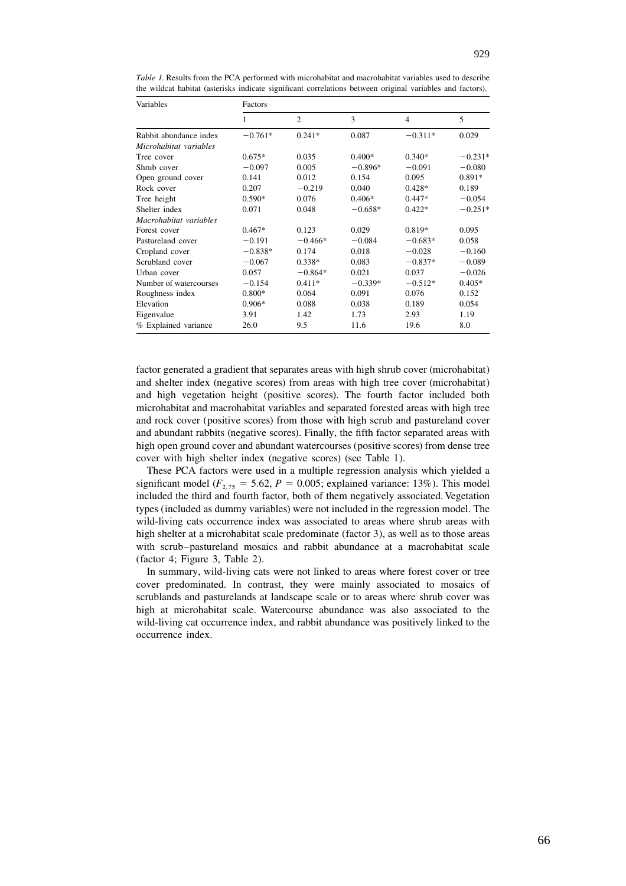*Table 1.* Results from the PCA performed with microhabitat and macrohabitat variables used to describe the wildcat habitat (asterisks indicate significant correlations between original variables and factors).

| Variables | Factors | | | | |
|---|---|---|---|---|---|
| | 1 | 2 | 3 | 4 | 5 |
| Rabbit abundance index | −0.761* | 0.241* | 0.087 | −0.311* | 0.029 |
| *Microhabitat variables* | | | | | |
| Tree cover | 0.675* | 0.035 | 0.400* | 0.340* | −0.231* |
| Shrub cover | −0.097 | 0.005 | −0.896* | −0.091 | −0.080 |
| Open ground cover | 0.141 | 0.012 | 0.154 | 0.095 | 0.891* |
| Rock cover | 0.207 | −0.219 | 0.040 | 0.428* | 0.189 |
| Tree height | 0.590* | 0.076 | 0.406* | 0.447* | −0.054 |
| Shelter index | 0.071 | 0.048 | −0.658* | 0.422* | −0.251* |
| *Macrohabitat variables* | | | | | |
| Forest cover | 0.467* | 0.123 | 0.029 | 0.819* | 0.095 |
| Pastureland cover | −0.191 | −0.466* | −0.084 | −0.683* | 0.058 |
| Cropland cover | −0.838* | 0.174 | 0.018 | −0.028 | −0.160 |
| Scrubland cover | −0.067 | 0.338* | 0.083 | −0.837* | −0.089 |
| Urban cover | 0.057 | −0.864* | 0.021 | 0.037 | −0.026 |
| Number of watercourses | −0.154 | 0.411* | −0.339* | −0.512* | 0.405* |
| Roughness index | 0.800* | 0.064 | 0.091 | 0.076 | 0.152 |
| Elevation | 0.906* | 0.088 | 0.038 | 0.189 | 0.054 |
| Eigenvalue | 3.91 | 1.42 | 1.73 | 2.93 | 1.19 |
| % Explained variance | 26.0 | 9.5 | 11.6 | 19.6 | 8.0 |

factor generated a gradient that separates areas with high shrub cover (microhabitat) and shelter index (negative scores) from areas with high tree cover (microhabitat) and high vegetation height (positive scores). The fourth factor included both microhabitat and macrohabitat variables and separated forested areas with high tree and rock cover (positive scores) from those with high scrub and pastureland cover and abundant rabbits (negative scores). Finally, the fifth factor separated areas with high open ground cover and abundant watercourses (positive scores) from dense tree cover with high shelter index (negative scores) (see Table 1).

These PCA factors were used in a multiple regression analysis which yielded a significant model ($F_{2,75} = 5.62$, $P = 0.005$; explained variance: 13%). This model included the third and fourth factor, both of them negatively associated. Vegetation types (included as dummy variables) were not included in the regression model. The wild-living cats occurrence index was associated to areas where shrub areas with high shelter at a microhabitat scale predominate (factor 3), as well as to those areas with scrub–pastureland mosaics and rabbit abundance at a macrohabitat scale (factor 4; Figure 3, Table 2).

In summary, wild-living cats were not linked to areas where forest cover or tree cover predominated. In contrast, they were mainly associated to mosaics of scrublands and pasturelands at landscape scale or to areas where shrub cover was high at microhabitat scale. Watercourse abundance was also associated to the wild-living cat occurrence index, and rabbit abundance was positively linked to the occurrence index.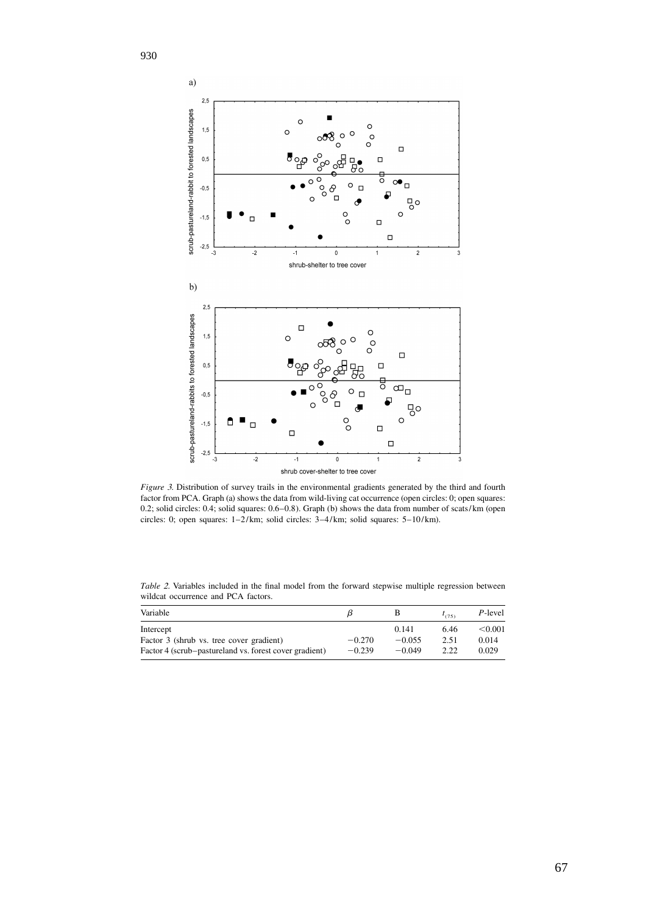*Figure 3.* Distribution of survey trails in the environmental gradients generated by the third and fourth factor from PCA. Graph (a) shows the data from wild-living cat occurrence (open circles: 0; open squares: 0.2; solid circles: 0.4; solid squares: 0.6–0.8). Graph (b) shows the data from number of scats/km (open circles: 0; open squares: 1–2/km; solid circles: 3–4/km; solid squares: 5–10/km).

*Table 2.* Variables included in the final model from the forward stepwise multiple regression between wildcat occurrence and PCA factors.

| Variable | $\beta$ | B | $t_{(75)}$ | *P*-level |
|---|---|---|---|---|
| Intercept | | 0.141 | 6.46 | <0.001 |
| Factor 3 (shrub vs. tree cover gradient) | −0.270 | −0.055 | 2.51 | 0.014 |
| Factor 4 (scrub–pastureland vs. forest cover gradient) | −0.239 | −0.049 | 2.22 | 0.029 |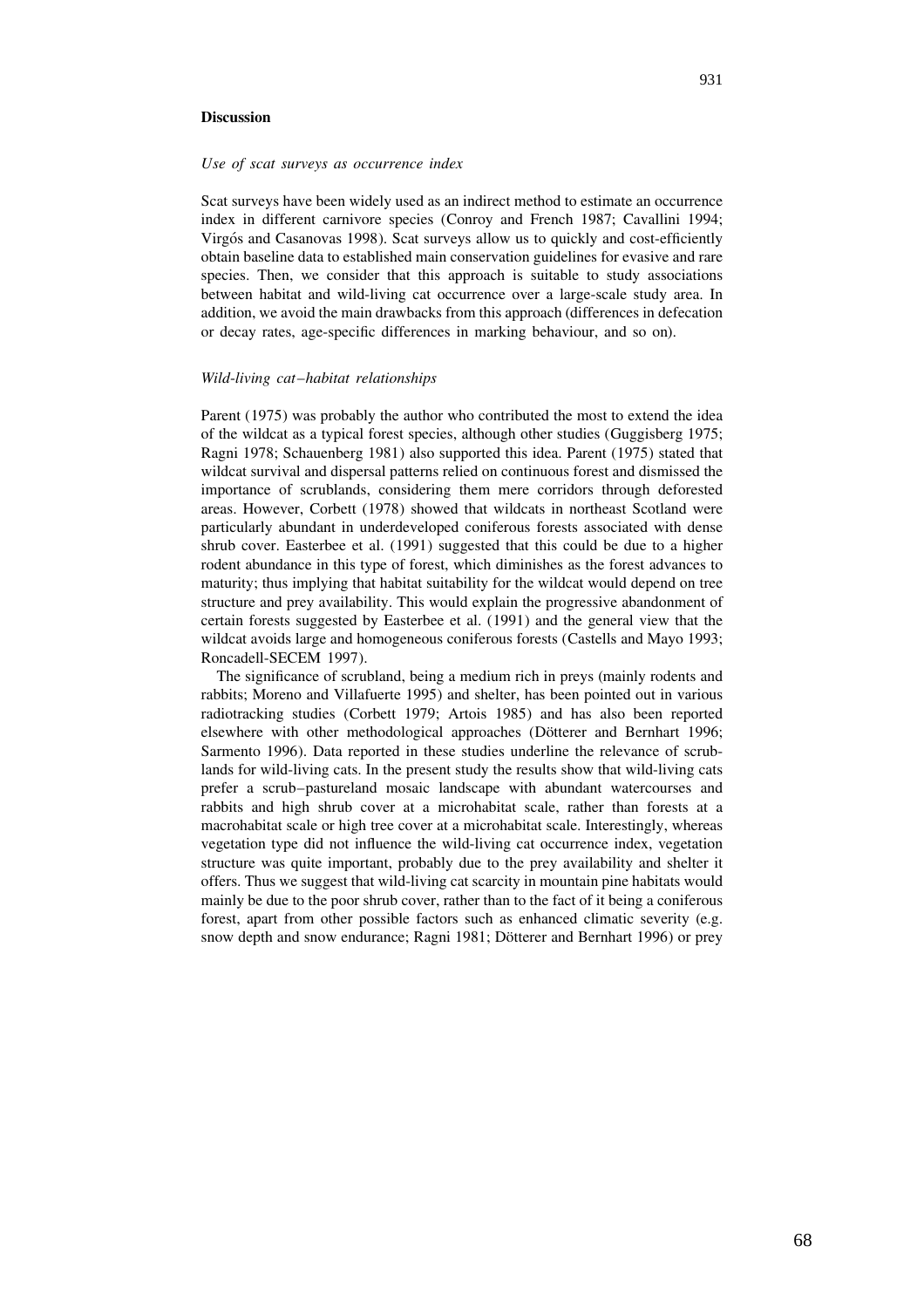## Discussion

### *Use of scat surveys as occurrence index*

Scat surveys have been widely used as an indirect method to estimate an occurrence index in different carnivore species (Conroy and French 1987; Cavallini 1994; Virgós and Casanovas 1998). Scat surveys allow us to quickly and cost-efficiently obtain baseline data to established main conservation guidelines for evasive and rare species. Then, we consider that this approach is suitable to study associations between habitat and wild-living cat occurrence over a large-scale study area. In addition, we avoid the main drawbacks from this approach (differences in defecation or decay rates, age-specific differences in marking behaviour, and so on).

### *Wild-living cat–habitat relationships*

Parent (1975) was probably the author who contributed the most to extend the idea of the wildcat as a typical forest species, although other studies (Guggisberg 1975; Ragni 1978; Schauenberg 1981) also supported this idea. Parent (1975) stated that wildcat survival and dispersal patterns relied on continuous forest and dismissed the importance of scrublands, considering them mere corridors through deforested areas. However, Corbett (1978) showed that wildcats in northeast Scotland were particularly abundant in underdeveloped coniferous forests associated with dense shrub cover. Easterbee et al. (1991) suggested that this could be due to a higher rodent abundance in this type of forest, which diminishes as the forest advances to maturity; thus implying that habitat suitability for the wildcat would depend on tree structure and prey availability. This would explain the progressive abandonment of certain forests suggested by Easterbee et al. (1991) and the general view that the wildcat avoids large and homogeneous coniferous forests (Castells and Mayo 1993; Roncadell-SECEM 1997).

The significance of scrubland, being a medium rich in preys (mainly rodents and rabbits; Moreno and Villafuerte 1995) and shelter, has been pointed out in various radiotracking studies (Corbett 1979; Artois 1985) and has also been reported elsewhere with other methodological approaches (Dötterer and Bernhart 1996; Sarmento 1996). Data reported in these studies underline the relevance of scrublands for wild-living cats. In the present study the results show that wild-living cats prefer a scrub–pastureland mosaic landscape with abundant watercourses and rabbits and high shrub cover at a microhabitat scale, rather than forests at a macrohabitat scale or high tree cover at a microhabitat scale. Interestingly, whereas vegetation type did not influence the wild-living cat occurrence index, vegetation structure was quite important, probably due to the prey availability and shelter it offers. Thus we suggest that wild-living cat scarcity in mountain pine habitats would mainly be due to the poor shrub cover, rather than to the fact of it being a coniferous forest, apart from other possible factors such as enhanced climatic severity (e.g. snow depth and snow endurance; Ragni 1981; Dötterer and Bernhart 1996) or prey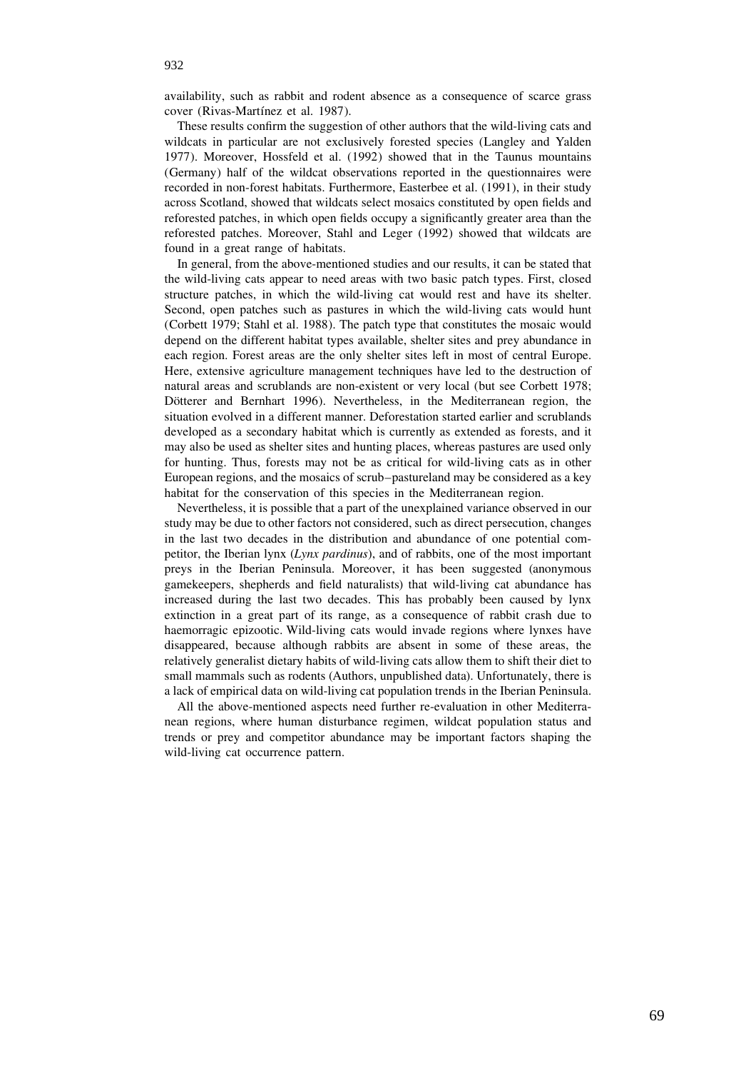availability, such as rabbit and rodent absence as a consequence of scarce grass cover (Rivas-Martínez et al. 1987).

These results confirm the suggestion of other authors that the wild-living cats and wildcats in particular are not exclusively forested species (Langley and Yalden 1977). Moreover, Hossfeld et al. (1992) showed that in the Taunus mountains (Germany) half of the wildcat observations reported in the questionnaires were recorded in non-forest habitats. Furthermore, Easterbee et al. (1991), in their study across Scotland, showed that wildcats select mosaics constituted by open fields and reforested patches, in which open fields occupy a significantly greater area than the reforested patches. Moreover, Stahl and Leger (1992) showed that wildcats are found in a great range of habitats.

In general, from the above-mentioned studies and our results, it can be stated that the wild-living cats appear to need areas with two basic patch types. First, closed structure patches, in which the wild-living cat would rest and have its shelter. Second, open patches such as pastures in which the wild-living cats would hunt (Corbett 1979; Stahl et al. 1988). The patch type that constitutes the mosaic would depend on the different habitat types available, shelter sites and prey abundance in each region. Forest areas are the only shelter sites left in most of central Europe. Here, extensive agriculture management techniques have led to the destruction of natural areas and scrublands are non-existent or very local (but see Corbett 1978; Dötterer and Bernhart 1996). Nevertheless, in the Mediterranean region, the situation evolved in a different manner. Deforestation started earlier and scrublands developed as a secondary habitat which is currently as extended as forests, and it may also be used as shelter sites and hunting places, whereas pastures are used only for hunting. Thus, forests may not be as critical for wild-living cats as in other European regions, and the mosaics of scrub–pastureland may be considered as a key habitat for the conservation of this species in the Mediterranean region.

Nevertheless, it is possible that a part of the unexplained variance observed in our study may be due to other factors not considered, such as direct persecution, changes in the last two decades in the distribution and abundance of one potential competitor, the Iberian lynx (*Lynx pardinus*), and of rabbits, one of the most important preys in the Iberian Peninsula. Moreover, it has been suggested (anonymous gamekeepers, shepherds and field naturalists) that wild-living cat abundance has increased during the last two decades. This has probably been caused by lynx extinction in a great part of its range, as a consequence of rabbit crash due to haemorragic epizootic. Wild-living cats would invade regions where lynxes have disappeared, because although rabbits are absent in some of these areas, the relatively generalist dietary habits of wild-living cats allow them to shift their diet to small mammals such as rodents (Authors, unpublished data). Unfortunately, there is a lack of empirical data on wild-living cat population trends in the Iberian Peninsula.

All the above-mentioned aspects need further re-evaluation in other Mediterranean regions, where human disturbance regimen, wildcat population status and trends or prey and competitor abundance may be important factors shaping the wild-living cat occurrence pattern.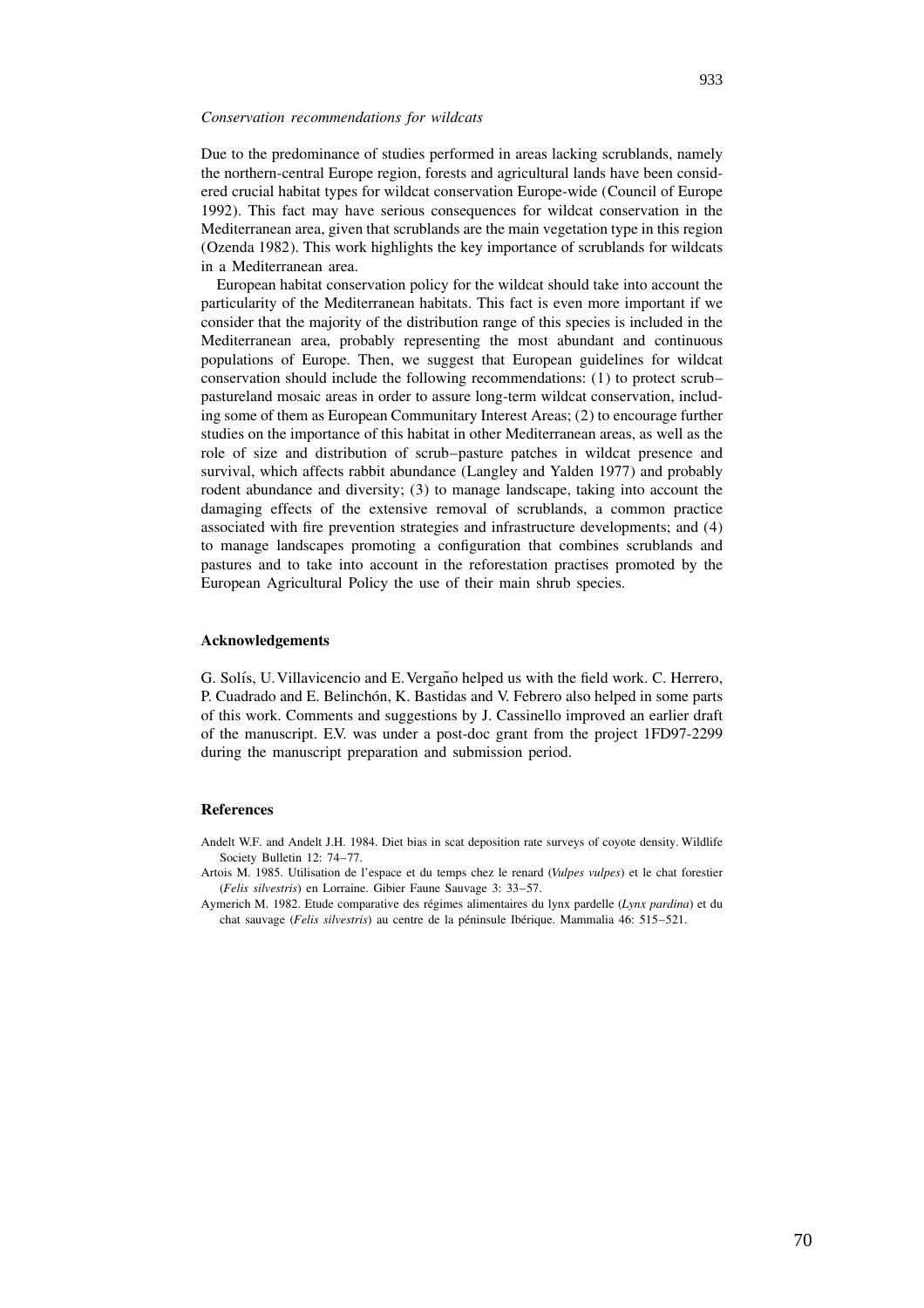*Conservation recommendations for wildcats*

Due to the predominance of studies performed in areas lacking scrublands, namely the northern-central Europe region, forests and agricultural lands have been considered crucial habitat types for wildcat conservation Europe-wide (Council of Europe 1992). This fact may have serious consequences for wildcat conservation in the Mediterranean area, given that scrublands are the main vegetation type in this region (Ozenda 1982). This work highlights the key importance of scrublands for wildcats in a Mediterranean area.

European habitat conservation policy for the wildcat should take into account the particularity of the Mediterranean habitats. This fact is even more important if we consider that the majority of the distribution range of this species is included in the Mediterranean area, probably representing the most abundant and continuous populations of Europe. Then, we suggest that European guidelines for wildcat conservation should include the following recommendations: (1) to protect scrub–pastureland mosaic areas in order to assure long-term wildcat conservation, including some of them as European Communitary Interest Areas; (2) to encourage further studies on the importance of this habitat in other Mediterranean areas, as well as the role of size and distribution of scrub–pasture patches in wildcat presence and survival, which affects rabbit abundance (Langley and Yalden 1977) and probably rodent abundance and diversity; (3) to manage landscape, taking into account the damaging effects of the extensive removal of scrublands, a common practice associated with fire prevention strategies and infrastructure developments; and (4) to manage landscapes promoting a configuration that combines scrublands and pastures and to take into account in the reforestation practises promoted by the European Agricultural Policy the use of their main shrub species.

## Acknowledgements

G. Solís, U. Villavicencio and E. Vergaño helped us with the field work. C. Herrero, P. Cuadrado and E. Belinchón, K. Bastidas and V. Febrero also helped in some parts of this work. Comments and suggestions by J. Cassinello improved an earlier draft of the manuscript. E.V. was under a post-doc grant from the project 1FD97-2299 during the manuscript preparation and submission period.

## References

Andelt W.F. and Andelt J.H. 1984. Diet bias in scat deposition rate surveys of coyote density. Wildlife Society Bulletin 12: 74–77.

Artois M. 1985. Utilisation de l'espace et du temps chez le renard (*Vulpes vulpes*) et le chat forestier (*Felis silvestris*) en Lorraine. Gibier Faune Sauvage 3: 33–57.

Aymerich M. 1982. Etude comparative des régimes alimentaires du lynx pardelle (*Lynx pardina*) et du chat sauvage (*Felis silvestris*) au centre de la péninsule Ibérique. Mammalia 46: 515–521.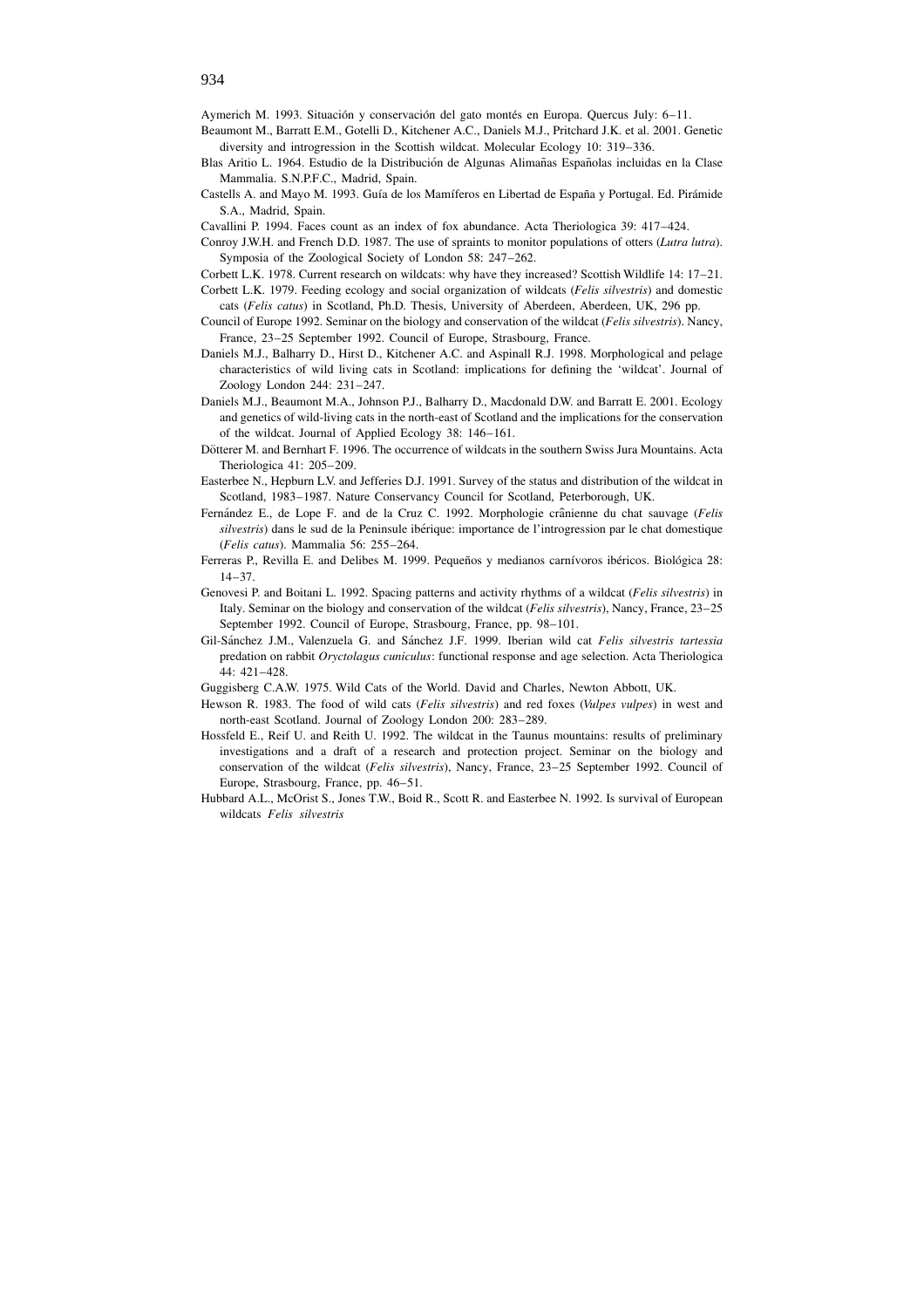Aymerich M. 1993. Situación y conservación del gato montés en Europa. Quercus July: 6–11.

Beaumont M., Barratt E.M., Gotelli D., Kitchener A.C., Daniels M.J., Pritchard J.K. et al. 2001. Genetic diversity and introgression in the Scottish wildcat. Molecular Ecology 10: 319–336.

Blas Aritio L. 1964. Estudio de la Distribución de Algunas Alimañas Españolas incluidas en la Clase Mammalia. S.N.P.F.C., Madrid, Spain.

Castells A. and Mayo M. 1993. Guía de los Mamíferos en Libertad de España y Portugal. Ed. Pirámide S.A., Madrid, Spain.

Cavallini P. 1994. Faces count as an index of fox abundance. Acta Theriologica 39: 417–424.

Conroy J.W.H. and French D.D. 1987. The use of spraints to monitor populations of otters (*Lutra lutra*). Symposia of the Zoological Society of London 58: 247–262.

Corbett L.K. 1978. Current research on wildcats: why have they increased? Scottish Wildlife 14: 17–21.

Corbett L.K. 1979. Feeding ecology and social organization of wildcats (*Felis silvestris*) and domestic cats (*Felis catus*) in Scotland, Ph.D. Thesis, University of Aberdeen, Aberdeen, UK, 296 pp.

Council of Europe 1992. Seminar on the biology and conservation of the wildcat (*Felis silvestris*). Nancy, France, 23–25 September 1992. Council of Europe, Strasbourg, France.

Daniels M.J., Balharry D., Hirst D., Kitchener A.C. and Aspinall R.J. 1998. Morphological and pelage characteristics of wild living cats in Scotland: implications for defining the 'wildcat'. Journal of Zoology London 244: 231–247.

Daniels M.J., Beaumont M.A., Johnson P.J., Balharry D., Macdonald D.W. and Barratt E. 2001. Ecology and genetics of wild-living cats in the north-east of Scotland and the implications for the conservation of the wildcat. Journal of Applied Ecology 38: 146–161.

Dötterer M. and Bernhart F. 1996. The occurrence of wildcats in the southern Swiss Jura Mountains. Acta Theriologica 41: 205–209.

Easterbee N., Hepburn L.V. and Jefferies D.J. 1991. Survey of the status and distribution of the wildcat in Scotland, 1983–1987. Nature Conservancy Council for Scotland, Peterborough, UK.

Fernández E., de Lope F. and de la Cruz C. 1992. Morphologie crânienne du chat sauvage (*Felis silvestris*) dans le sud de la Peninsule ibérique: importance de l'introgression par le chat domestique (*Felis catus*). Mammalia 56: 255–264.

Ferreras P., Revilla E. and Delibes M. 1999. Pequeños y medianos carnívoros ibéricos. Biológica 28: 14–37.

Genovesi P. and Boitani L. 1992. Spacing patterns and activity rhythms of a wildcat (*Felis silvestris*) in Italy. Seminar on the biology and conservation of the wildcat (*Felis silvestris*), Nancy, France, 23–25 September 1992. Council of Europe, Strasbourg, France, pp. 98–101.

Gil-Sánchez J.M., Valenzuela G. and Sánchez J.F. 1999. Iberian wild cat *Felis silvestris tartessia* predation on rabbit *Oryctolagus cuniculus*: functional response and age selection. Acta Theriologica 44: 421–428.

Guggisberg C.A.W. 1975. Wild Cats of the World. David and Charles, Newton Abbott, UK.

Hewson R. 1983. The food of wild cats (*Felis silvestris*) and red foxes (*Vulpes vulpes*) in west and north-east Scotland. Journal of Zoology London 200: 283–289.

Hossfeld E., Reif U. and Reith U. 1992. The wildcat in the Taunus mountains: results of preliminary investigations and a draft of a research and protection project. Seminar on the biology and conservation of the wildcat (*Felis silvestris*), Nancy, France, 23–25 September 1992. Council of Europe, Strasbourg, France, pp. 46–51.

Hubbard A.L., McOrist S., Jones T.W., Boid R., Scott R. and Easterbee N. 1992. Is survival of European wildcats *Felis silvestris*